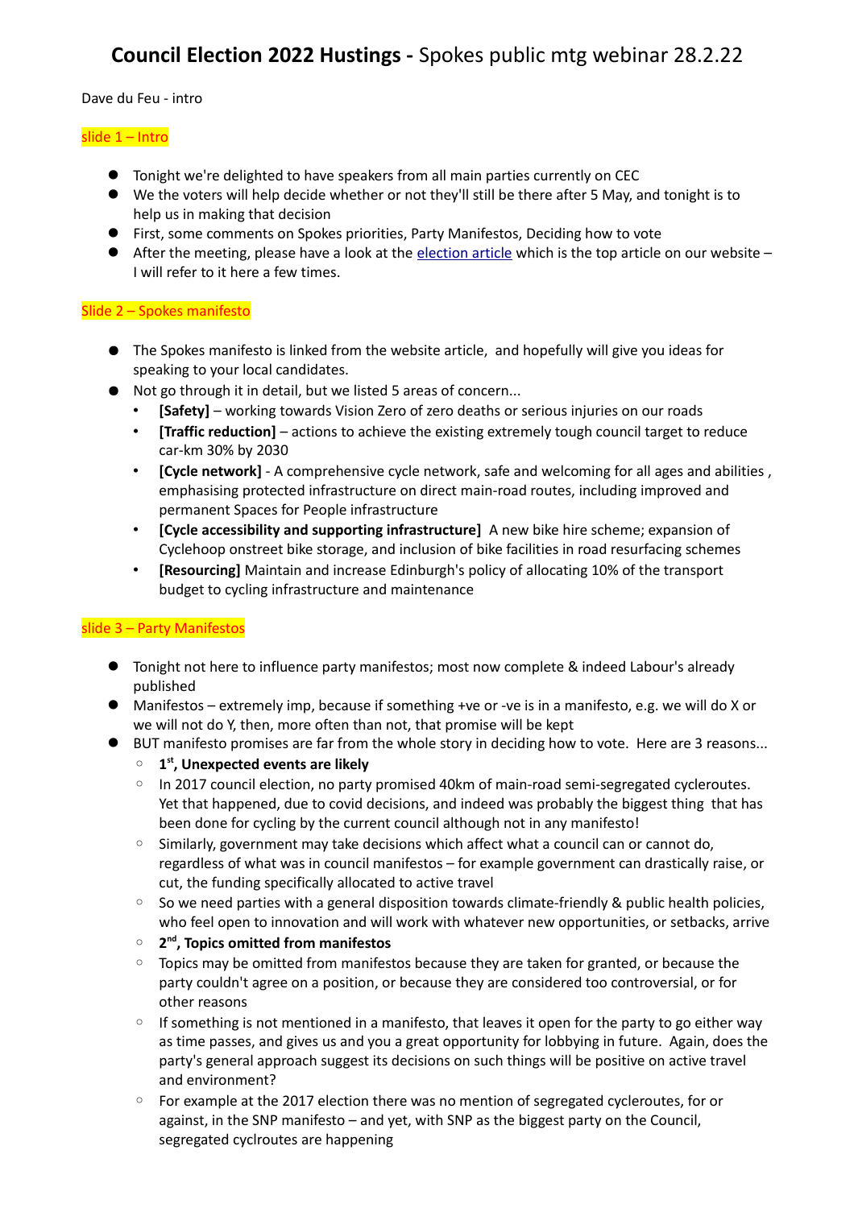# **Council Election 2022 Hustings -** Spokes public mtg webinar 28.2.22

Dave du Feu - intro

slide 1 – Intro

- Tonight we're delighted to have speakers from all main parties currently on CEC
- We the voters will help decide whether or not they'll still be there after 5 May, and tonight is to help us in making that decision
- First, some comments on Spokes priorities, Party Manifestos, Deciding how to vote
- After the meeting, please have a look at the election article which is the top article on our website – I will refer to it here a few times.

Slide 2 – Spokes manifesto

- The Spokes manifesto is linked from the website article, and hopefully will give you ideas for speaking to your local candidates.
- Not go through it in detail, but we listed 5 areas of concern...
  - **[Safety]** – working towards Vision Zero of zero deaths or serious injuries on our roads
  - **[Traffic reduction]** – actions to achieve the existing extremely tough council target to reduce car-km 30% by 2030
  - **[Cycle network]** - A comprehensive cycle network, safe and welcoming for all ages and abilities , emphasising protected infrastructure on direct main-road routes, including improved and permanent Spaces for People infrastructure
  - **[Cycle accessibility and supporting infrastructure]** A new bike hire scheme; expansion of Cyclehoop onstreet bike storage, and inclusion of bike facilities in road resurfacing schemes
  - **[Resourcing]** Maintain and increase Edinburgh's policy of allocating 10% of the transport budget to cycling infrastructure and maintenance

slide 3 – Party Manifestos

- Tonight not here to influence party manifestos; most now complete & indeed Labour's already published
- Manifestos – extremely imp, because if something +ve or -ve is in a manifesto, e.g. we will do X or we will not do Y, then, more often than not, that promise will be kept
- BUT manifesto promises are far from the whole story in deciding how to vote. Here are 3 reasons...
  - **1st, Unexpected events are likely**
  - In 2017 council election, no party promised 40km of main-road semi-segregated cycleroutes. Yet that happened, due to covid decisions, and indeed was probably the biggest thing that has been done for cycling by the current council although not in any manifesto!
  - Similarly, government may take decisions which affect what a council can or cannot do, regardless of what was in council manifestos – for example government can drastically raise, or cut, the funding specifically allocated to active travel
  - So we need parties with a general disposition towards climate-friendly & public health policies, who feel open to innovation and will work with whatever new opportunities, or setbacks, arrive
  - **2nd, Topics omitted from manifestos**
  - Topics may be omitted from manifestos because they are taken for granted, or because the party couldn't agree on a position, or because they are considered too controversial, or for other reasons
  - If something is not mentioned in a manifesto, that leaves it open for the party to go either way as time passes, and gives us and you a great opportunity for lobbying in future. Again, does the party's general approach suggest its decisions on such things will be positive on active travel and environment?
  - For example at the 2017 election there was no mention of segregated cycleroutes, for or against, in the SNP manifesto – and yet, with SNP as the biggest party on the Council, segregated cyclroutes are happening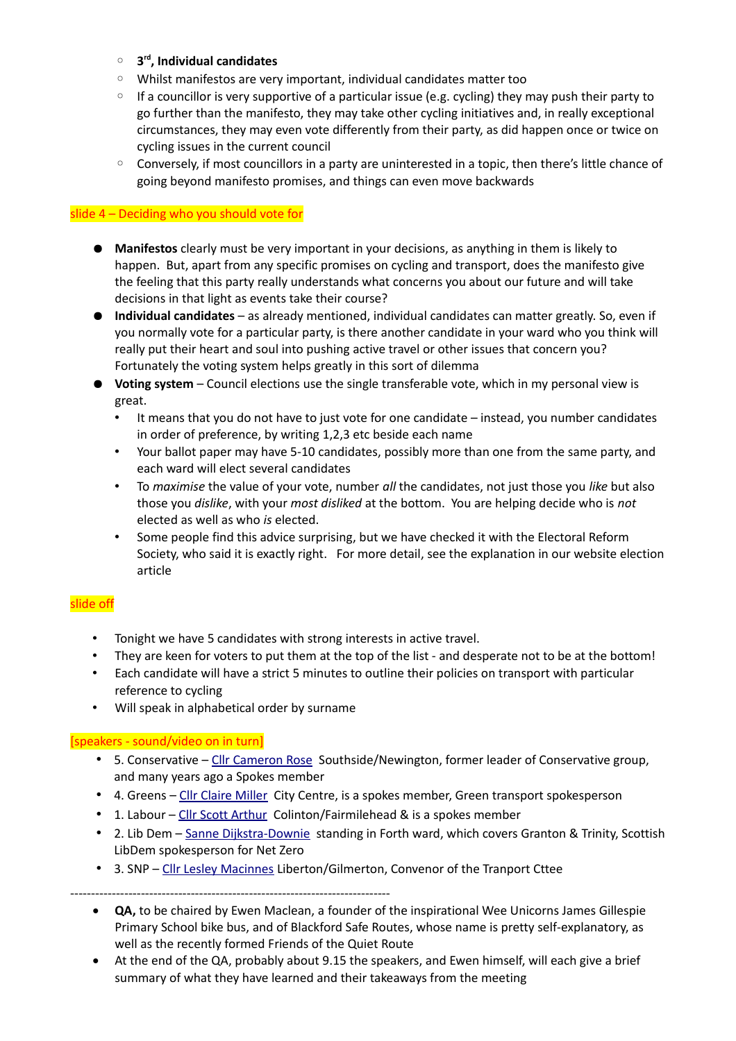- **3rd, Individual candidates**
- Whilst manifestos are very important, individual candidates matter too
- If a councillor is very supportive of a particular issue (e.g. cycling) they may push their party to go further than the manifesto, they may take other cycling initiatives and, in really exceptional circumstances, they may even vote differently from their party, as did happen once or twice on cycling issues in the current council
- Conversely, if most councillors in a party are uninterested in a topic, then there's little chance of going beyond manifesto promises, and things can even move backwards

slide 4 – Deciding who you should vote for

- **Manifestos** clearly must be very important in your decisions, as anything in them is likely to happen. But, apart from any specific promises on cycling and transport, does the manifesto give the feeling that this party really understands what concerns you about our future and will take decisions in that light as events take their course?
- **Individual candidates** – as already mentioned, individual candidates can matter greatly. So, even if you normally vote for a particular party, is there another candidate in your ward who you think will really put their heart and soul into pushing active travel or other issues that concern you? Fortunately the voting system helps greatly in this sort of dilemma
- **Voting system** – Council elections use the single transferable vote, which in my personal view is great.
  - It means that you do not have to just vote for one candidate – instead, you number candidates in order of preference, by writing 1,2,3 etc beside each name
  - Your ballot paper may have 5-10 candidates, possibly more than one from the same party, and each ward will elect several candidates
  - To *maximise* the value of your vote, number *all* the candidates, not just those you *like* but also those you *dislike*, with your *most disliked* at the bottom. You are helping decide who is *not* elected as well as who *is* elected.
  - Some people find this advice surprising, but we have checked it with the Electoral Reform Society, who said it is exactly right. For more detail, see the explanation in our website election article

slide off

- Tonight we have 5 candidates with strong interests in active travel.
- They are keen for voters to put them at the top of the list - and desperate not to be at the bottom!
- Each candidate will have a strict 5 minutes to outline their policies on transport with particular reference to cycling
- Will speak in alphabetical order by surname

[speakers - sound/video on in turn]

- 5. Conservative – Cllr Cameron Rose Southside/Newington, former leader of Conservative group, and many years ago a Spokes member
- 4. Greens – Cllr Claire Miller City Centre, is a spokes member, Green transport spokesperson
- 1. Labour – Cllr Scott Arthur Colinton/Fairmilehead & is a spokes member
- 2. Lib Dem – Sanne Dijkstra-Downie standing in Forth ward, which covers Granton & Trinity, Scottish LibDem spokesperson for Net Zero
- 3. SNP – Cllr Lesley Macinnes Liberton/Gilmerton, Convenor of the Tranport Cttee

------------------------------------------------------------------------------

- **QA,** to be chaired by Ewen Maclean, a founder of the inspirational Wee Unicorns James Gillespie Primary School bike bus, and of Blackford Safe Routes, whose name is pretty self-explanatory, as well as the recently formed Friends of the Quiet Route
- At the end of the QA, probably about 9.15 the speakers, and Ewen himself, will each give a brief summary of what they have learned and their takeaways from the meeting